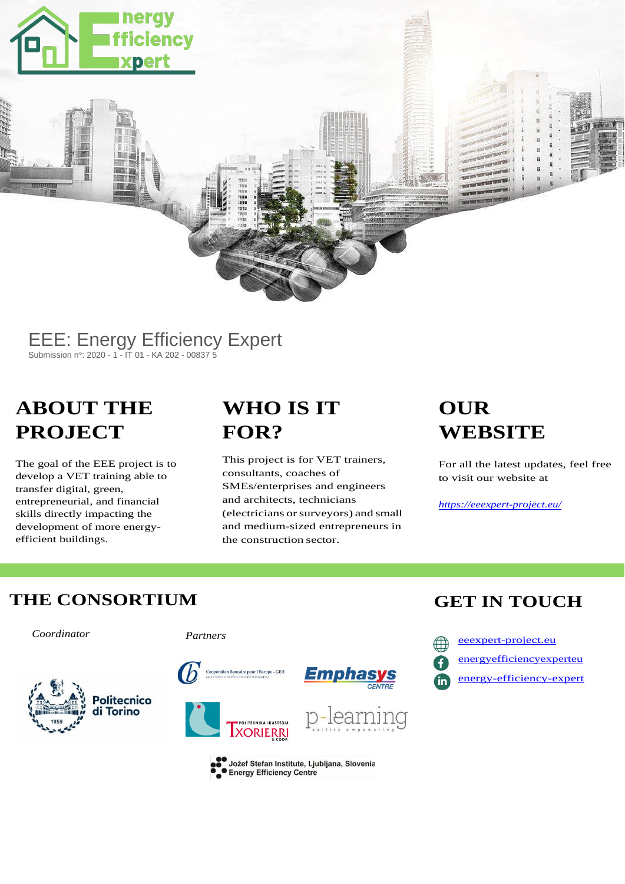# EEE: Energy Efficiency Expert

Submission n°: 2020 - 1 - IT 01 - KA 202 - 00837 5

## ABOUT THE PROJECT

The goal of the EEE project is to develop a VET training able to transfer digital, green, entrepreneurial, and financial skills directly impacting the development of more energy-efficient buildings.

## WHO IS IT FOR?

This project is for VET trainers, consultants, coaches of SMEs/enterprises and engineers and architects, technicians (electricians or surveyors) and small and medium-sized entrepreneurs in the construction sector.

## OUR WEBSITE

For all the latest updates, feel free to visit our website at

*https://eeexpert-project.eu/*

## THE CONSORTIUM

*Coordinator*

Politecnico di Torino

*Partners*

Coopération Bancaire pour l'Europe - GEIE

Emphasys Centre

Politeknika Ikastegia Txorierri S. Coop.

p-learning

Jožef Stefan Institute, Ljubljana, Slovenia – Energy Efficiency Centre

## GET IN TOUCH

- eeexpert-project.eu
- energyefficiencyexperteu
- energy-efficiency-expert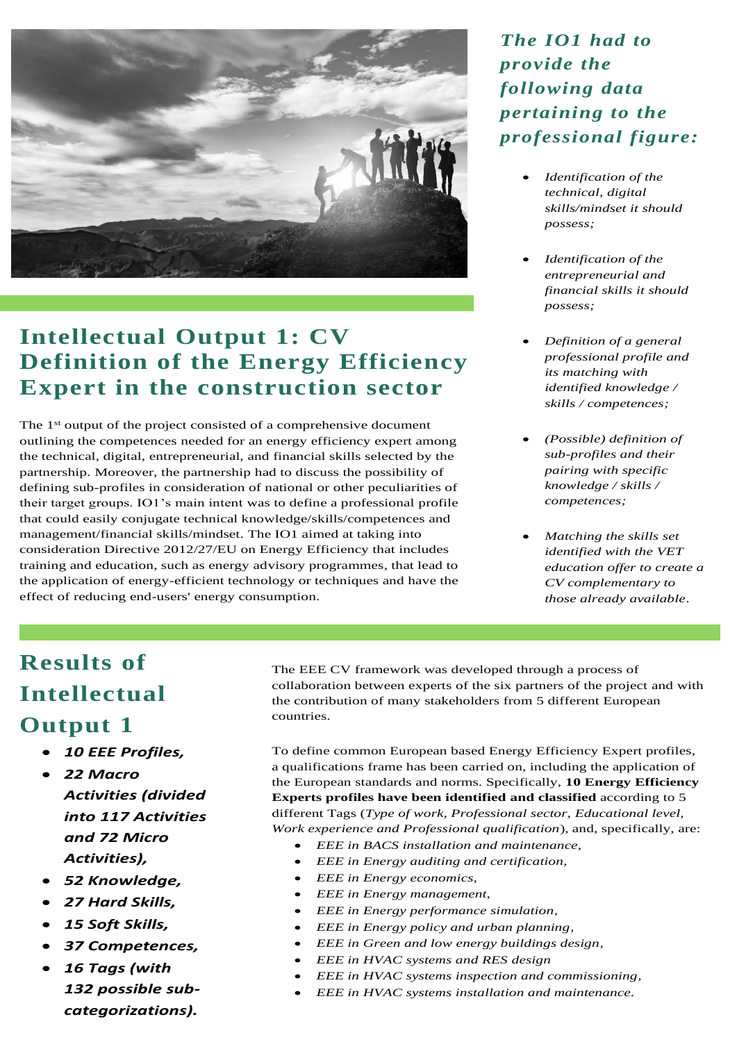## Intellectual Output 1: CV Definition of the Energy Efficiency Expert in the construction sector

The 1st output of the project consisted of a comprehensive document outlining the competences needed for an energy efficiency expert among the technical, digital, entrepreneurial, and financial skills selected by the partnership. Moreover, the partnership had to discuss the possibility of defining sub-profiles in consideration of national or other peculiarities of their target groups. IO1's main intent was to define a professional profile that could easily conjugate technical knowledge/skills/competences and management/financial skills/mindset. The IO1 aimed at taking into consideration Directive 2012/27/EU on Energy Efficiency that includes training and education, such as energy advisory programmes, that lead to the application of energy-efficient technology or techniques and have the effect of reducing end-users' energy consumption.

### *The IO1 had to provide the following data pertaining to the professional figure:*

- *Identification of the technical, digital skills/mindset it should possess;*
- *Identification of the entrepreneurial and financial skills it should possess;*
- *Definition of a general professional profile and its matching with identified knowledge / skills / competences;*
- *(Possible) definition of sub-profiles and their pairing with specific knowledge / skills / competences;*
- *Matching the skills set identified with the VET education offer to create a CV complementary to those already available.*

## Results of Intellectual Output 1

- ***10 EEE Profiles,***
- ***22 Macro Activities (divided into 117 Activities and 72 Micro Activities),***
- ***52 Knowledge,***
- ***27 Hard Skills,***
- ***15 Soft Skills,***
- ***37 Competences,***
- ***16 Tags (with 132 possible sub-categorizations).***

The EEE CV framework was developed through a process of collaboration between experts of the six partners of the project and with the contribution of many stakeholders from 5 different European countries.

To define common European based Energy Efficiency Expert profiles, a qualifications frame has been carried on, including the application of the European standards and norms. Specifically, **10 Energy Efficiency Experts profiles have been identified and classified** according to 5 different Tags (*Type of work, Professional sector, Educational level, Work experience and Professional qualification*), and, specifically, are:

- *EEE in BACS installation and maintenance,*
- *EEE in Energy auditing and certification,*
- *EEE in Energy economics,*
- *EEE in Energy management,*
- *EEE in Energy performance simulation,*
- *EEE in Energy policy and urban planning,*
- *EEE in Green and low energy buildings design,*
- *EEE in HVAC systems and RES design*
- *EEE in HVAC systems inspection and commissioning,*
- *EEE in HVAC systems installation and maintenance.*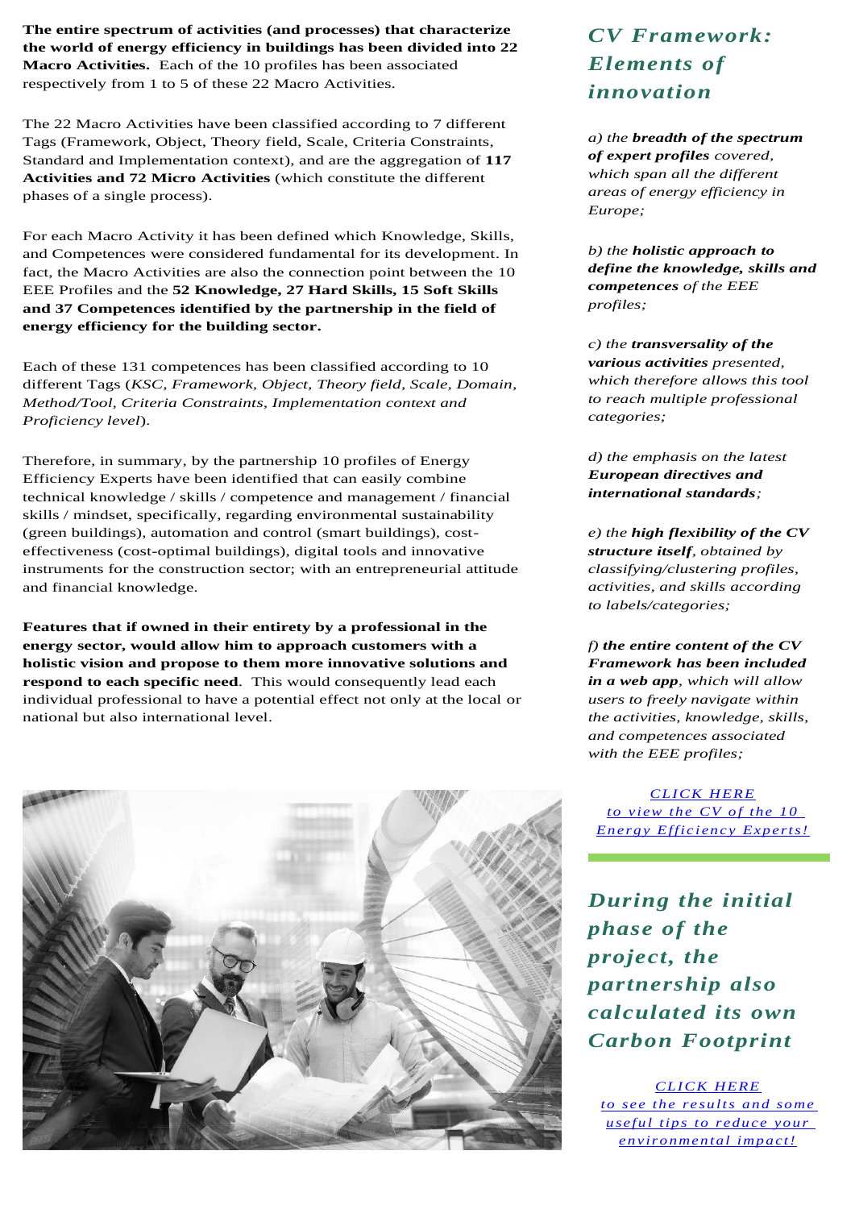**The entire spectrum of activities (and processes) that characterize the world of energy efficiency in buildings has been divided into 22 Macro Activities.** Each of the 10 profiles has been associated respectively from 1 to 5 of these 22 Macro Activities.

The 22 Macro Activities have been classified according to 7 different Tags (Framework, Object, Theory field, Scale, Criteria Constraints, Standard and Implementation context), and are the aggregation of **117 Activities and 72 Micro Activities** (which constitute the different phases of a single process).

For each Macro Activity it has been defined which Knowledge, Skills, and Competences were considered fundamental for its development. In fact, the Macro Activities are also the connection point between the 10 EEE Profiles and the **52 Knowledge, 27 Hard Skills, 15 Soft Skills and 37 Competences identified by the partnership in the field of energy efficiency for the building sector.**

Each of these 131 competences has been classified according to 10 different Tags (*KSC, Framework, Object, Theory field, Scale, Domain, Method/Tool, Criteria Constraints, Implementation context and Proficiency level*).

Therefore, in summary, by the partnership 10 profiles of Energy Efficiency Experts have been identified that can easily combine technical knowledge / skills / competence and management / financial skills / mindset, specifically, regarding environmental sustainability (green buildings), automation and control (smart buildings), cost-effectiveness (cost-optimal buildings), digital tools and innovative instruments for the construction sector; with an entrepreneurial attitude and financial knowledge.

**Features that if owned in their entirety by a professional in the energy sector, would allow him to approach customers with a holistic vision and propose to them more innovative solutions and respond to each specific need.** This would consequently lead each individual professional to have a potential effect not only at the local or national but also international level.

## *CV Framework: Elements of innovation*

*a) the **breadth of the spectrum of expert profiles** covered, which span all the different areas of energy efficiency in Europe;*

*b) the **holistic approach to define the knowledge, skills and competences** of the EEE profiles;*

*c) the **transversality of the various activities** presented, which therefore allows this tool to reach multiple professional categories;*

*d) the emphasis on the latest **European directives and international standards**;*

*e) the **high flexibility of the CV structure itself**, obtained by classifying/clustering profiles, activities, and skills according to labels/categories;*

*f) **the entire content of the CV Framework has been included in a web app**, which will allow users to freely navigate within the activities, knowledge, skills, and competences associated with the EEE profiles;*

*CLICK HERE to view the CV of the 10 Energy Efficiency Experts!*

## *During the initial phase of the project, the partnership also calculated its own Carbon Footprint*

*CLICK HERE to see the results and some useful tips to reduce your environmental impact!*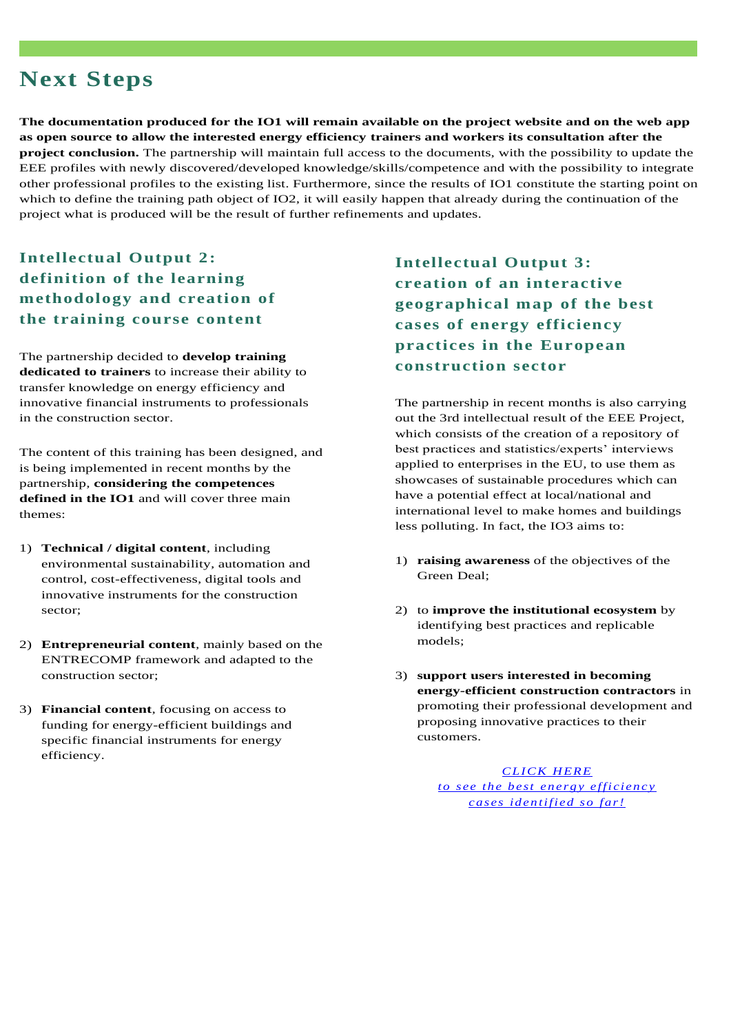# Next Steps

**The documentation produced for the IO1 will remain available on the project website and on the web app as open source to allow the interested energy efficiency trainers and workers its consultation after the project conclusion.** The partnership will maintain full access to the documents, with the possibility to update the EEE profiles with newly discovered/developed knowledge/skills/competence and with the possibility to integrate other professional profiles to the existing list. Furthermore, since the results of IO1 constitute the starting point on which to define the training path object of IO2, it will easily happen that already during the continuation of the project what is produced will be the result of further refinements and updates.

## Intellectual Output 2: definition of the learning methodology and creation of the training course content

The partnership decided to **develop training dedicated to trainers** to increase their ability to transfer knowledge on energy efficiency and innovative financial instruments to professionals in the construction sector.

The content of this training has been designed, and is being implemented in recent months by the partnership, **considering the competences defined in the IO1** and will cover three main themes:

1) **Technical / digital content**, including environmental sustainability, automation and control, cost-effectiveness, digital tools and innovative instruments for the construction sector;

2) **Entrepreneurial content**, mainly based on the ENTRECOMP framework and adapted to the construction sector;

3) **Financial content**, focusing on access to funding for energy-efficient buildings and specific financial instruments for energy efficiency.

## Intellectual Output 3: creation of an interactive geographical map of the best cases of energy efficiency practices in the European construction sector

The partnership in recent months is also carrying out the 3rd intellectual result of the EEE Project, which consists of the creation of a repository of best practices and statistics/experts' interviews applied to enterprises in the EU, to use them as showcases of sustainable procedures which can have a potential effect at local/national and international level to make homes and buildings less polluting. In fact, the IO3 aims to:

1) **raising awareness** of the objectives of the Green Deal;

2) to **improve the institutional ecosystem** by identifying best practices and replicable models;

3) **support users interested in becoming energy-efficient construction contractors** in promoting their professional development and proposing innovative practices to their customers.

*CLICK HERE*
*to see the best energy efficiency cases identified so far!*